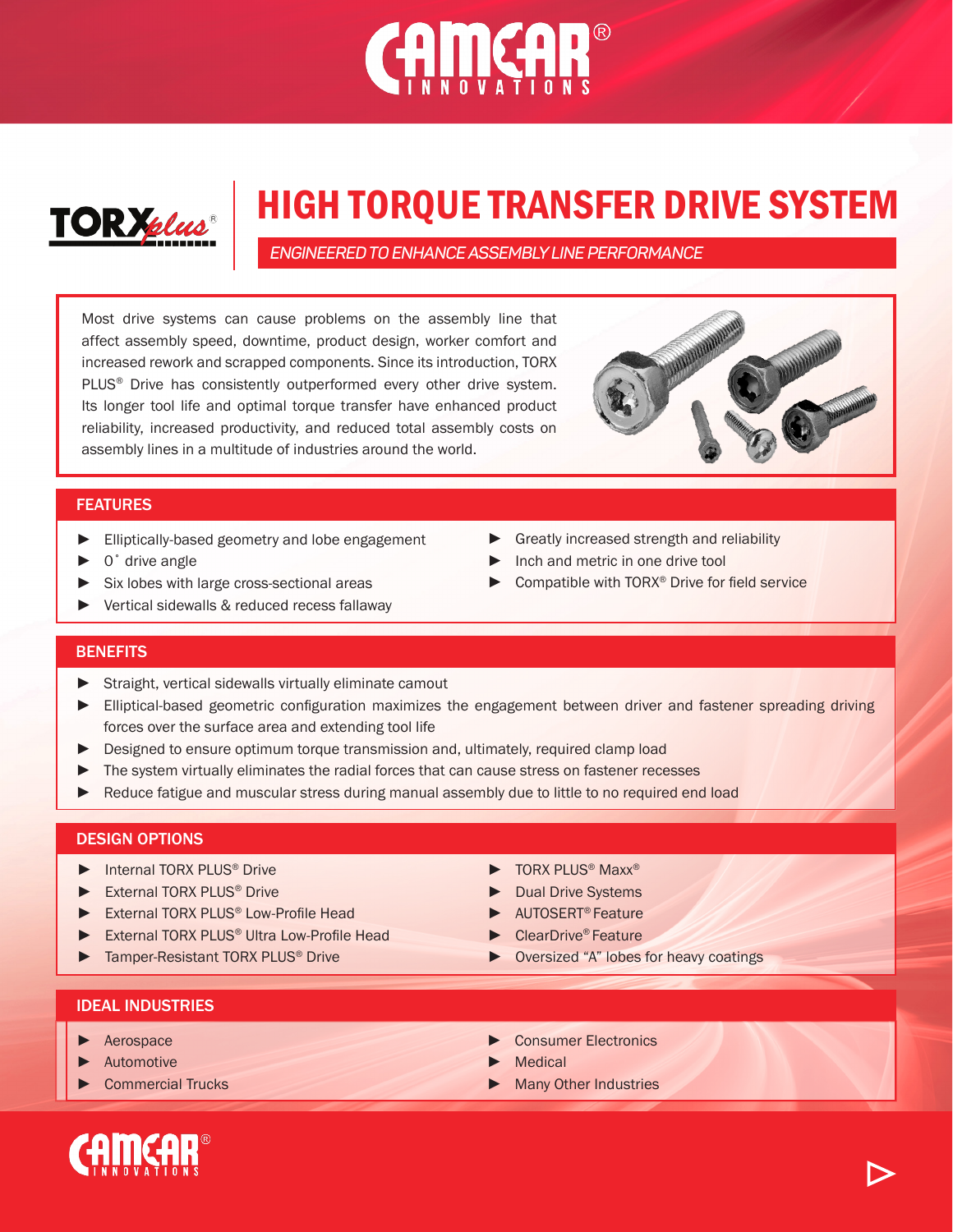# HIGH TORQUE TRANSFER DRIVE SYSTEM

*ENGINEERED TO ENHANCE ASSEMBLY LINE PERFORMANCE*

Most drive systems can cause problems on the assembly line that affect assembly speed, downtime, product design, worker comfort and increased rework and scrapped components. Since its introduction, TORX PLUS® Drive has consistently outperformed every other drive system. Its longer tool life and optimal torque transfer have enhanced product reliability, increased productivity, and reduced total assembly costs on assembly lines in a multitude of industries around the world.

## FEATURES

- Elliptically-based geometry and lobe engagement
- 0˚ drive angle
- Six lobes with large cross-sectional areas
- Vertical sidewalls & reduced recess fallaway
- Greatly increased strength and reliability
- Inch and metric in one drive tool
- Compatible with TORX® Drive for field service

## BENEFITS

- Straight, vertical sidewalls virtually eliminate camout
- Elliptical-based geometric configuration maximizes the engagement between driver and fastener spreading driving forces over the surface area and extending tool life
- Designed to ensure optimum torque transmission and, ultimately, required clamp load
- The system virtually eliminates the radial forces that can cause stress on fastener recesses
- Reduce fatigue and muscular stress during manual assembly due to little to no required end load

## DESIGN OPTIONS

- Internal TORX PLUS® Drive
- External TORX PLUS® Drive
- External TORX PLUS® Low-Profile Head
- External TORX PLUS® Ultra Low-Profile Head
- Tamper-Resistant TORX PLUS® Drive
- TORX PLUS® Maxx®
- Dual Drive Systems
- AUTOSERT® Feature
- ClearDrive® Feature
- Oversized “A” lobes for heavy coatings

## IDEAL INDUSTRIES

- Aerospace
- Automotive
- Commercial Trucks
- Consumer Electronics
- Medical
- Many Other Industries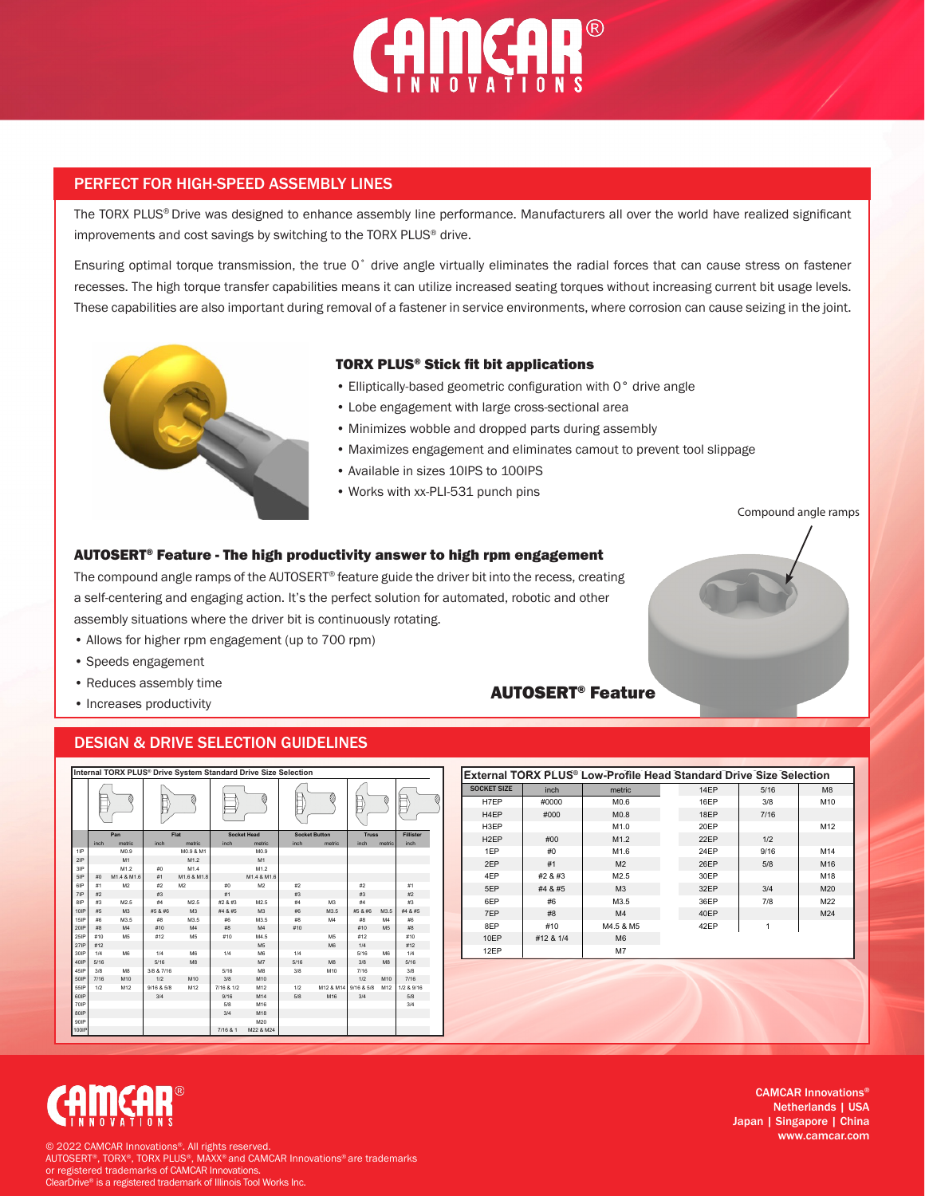## PERFECT FOR HIGH-SPEED ASSEMBLY LINES

The TORX PLUS® Drive was designed to enhance assembly line performance. Manufacturers all over the world have realized significant improvements and cost savings by switching to the TORX PLUS® drive.

Ensuring optimal torque transmission, the true 0˚ drive angle virtually eliminates the radial forces that can cause stress on fastener recesses. The high torque transfer capabilities means it can utilize increased seating torques without increasing current bit usage levels. These capabilities are also important during removal of a fastener in service environments, where corrosion can cause seizing in the joint.

### TORX PLUS® Stick fit bit applications

- Elliptically-based geometric configuration with 0° drive angle
- Lobe engagement with large cross-sectional area
- Minimizes wobble and dropped parts during assembly
- Maximizes engagement and eliminates camout to prevent tool slippage
- Available in sizes 10IPS to 100IPS
- Works with xx-PLI-531 punch pins

Compound angle ramps

### AUTOSERT® Feature - The high productivity answer to high rpm engagement

The compound angle ramps of the AUTOSERT® feature guide the driver bit into the recess, creating a self-centering and engaging action. It's the perfect solution for automated, robotic and other assembly situations where the driver bit is continuously rotating.

- Allows for higher rpm engagement (up to 700 rpm)
- Speeds engagement
- Reduces assembly time
- Increases productivity

AUTOSERT® Feature

## DESIGN & DRIVE SELECTION GUIDELINES

**Internal TORX PLUS® Drive System Standard Drive Size Selection**

| | Pan | | Flat | | Socket Head | | Socket Button | | Truss | | Fillister |
|---|---|---|---|---|---|---|---|---|---|---|---|
| | inch | metric | inch | metric | inch | metric | inch | metric | inch | metric | inch |
| 1IP | | M0.9 | | M0.9 & M1 | | M0.9 | | | | | |
| 2IP | | M1 | | M1.2 | | M1 | | | | | |
| 3IP | | M1.2 | #0 | M1.4 | | M1.2 | | | | | |
| 5IP | #0 | M1.4 & M1.6 | #1 | M1.6 & M1.8 | | M1.4 & M1.6 | | | | | |
| 6IP | #1 | M2 | #2 | M2 | #0 | M2 | #2 | | #2 | | #1 |
| 7IP | #2 | | #3 | | #1 | | #3 | | #3 | | #2 |
| 8IP | #3 | M2.5 | #4 | M2.5 | #2 & #3 | M2.5 | #4 | M3 | #4 | | #3 |
| 10IP | #5 | M3 | #5 & #6 | M3 | #4 & #5 | M3 | #6 | M3.5 | #5 & #6 | M3.5 | #4 & #5 |
| 15IP | #6 | M3.5 | #8 | M3.5 | #6 | M3.5 | #8 | M4 | #8 | M4 | #6 |
| 20IP | #8 | M4 | #10 | M4 | #8 | M4 | #10 | | #10 | M5 | #8 |
| 25IP | #10 | M5 | #12 | M5 | #10 | M4.5 | | M5 | #12 | | #10 |
| 27IP | #12 | | | | | M5 | | M6 | 1/4 | | #12 |
| 30IP | 1/4 | M6 | 1/4 | M6 | 1/4 | M6 | 1/4 | | 5/16 | M6 | 1/4 |
| 40IP | 5/16 | | 5/16 | M8 | | M7 | 5/16 | M8 | 3/8 | M8 | 5/16 |
| 45IP | 3/8 | M8 | 3/8 & 7/16 | | 5/16 | M8 | 3/8 | M10 | 7/16 | | 3/8 |
| 50IP | 7/16 | M10 | 1/2 | M10 | 3/8 | M10 | | | 1/2 | M10 | 7/16 |
| 55IP | 1/2 | M12 | 9/16 & 5/8 | M12 | 7/16 & 1/2 | M12 | 1/2 | M12 & M14 | 9/16 & 5/8 | M12 | 1/2 & 9/16 |
| 60IP | | | 3/4 | | 9/16 | M14 | 5/8 | M16 | 3/4 | | 5/8 |
| 70IP | | | | | 5/8 | M16 | | | | | 3/4 |
| 80IP | | | | | 3/4 | M18 | | | | | |
| 90IP | | | | | | M20 | | | | | |
| 100IP | | | | | 7/16 & 1 | M22 & M24 | | | | | |

**External TORX PLUS® Low-Profile Head Standard Drive Size Selection**

| SOCKET SIZE | inch | metric | SOCKET SIZE | inch | metric |
|---|---|---|---|---|---|
| H7EP | #0000 | M0.6 | 14EP | 5/16 | M8 |
| H4EP | #000 | M0.8 | 16EP | 3/8 | M10 |
| H3EP | | M1.0 | 18EP | 7/16 | |
| H2EP | #00 | M1.2 | 20EP | | M12 |
| 1EP | #0 | M1.6 | 22EP | 1/2 | |
| 2EP | #1 | M2 | 24EP | 9/16 | M14 |
| 4EP | #2 & #3 | M2.5 | 26EP | 5/8 | M16 |
| 5EP | #4 & #5 | M3 | 30EP | | M18 |
| 6EP | #6 | M3.5 | 32EP | 3/4 | M20 |
| 7EP | #8 | M4 | 36EP | 7/8 | M22 |
| 8EP | #10 | M4.5 & M5 | 40EP | | M24 |
| 10EP | #12 & 1/4 | M6 | 42EP | 1 | |
| 12EP | | M7 | | | |

© 2022 CAMCAR Innovations®. All rights reserved.
AUTOSERT®, TORX®, TORX PLUS®, MAXX® and CAMCAR Innovations® are trademarks or registered trademarks of CAMCAR Innovations.
ClearDrive® is a registered trademark of Illinois Tool Works Inc.

**CAMCAR Innovations®**
Netherlands | USA
Japan | Singapore | China
www.camcar.com